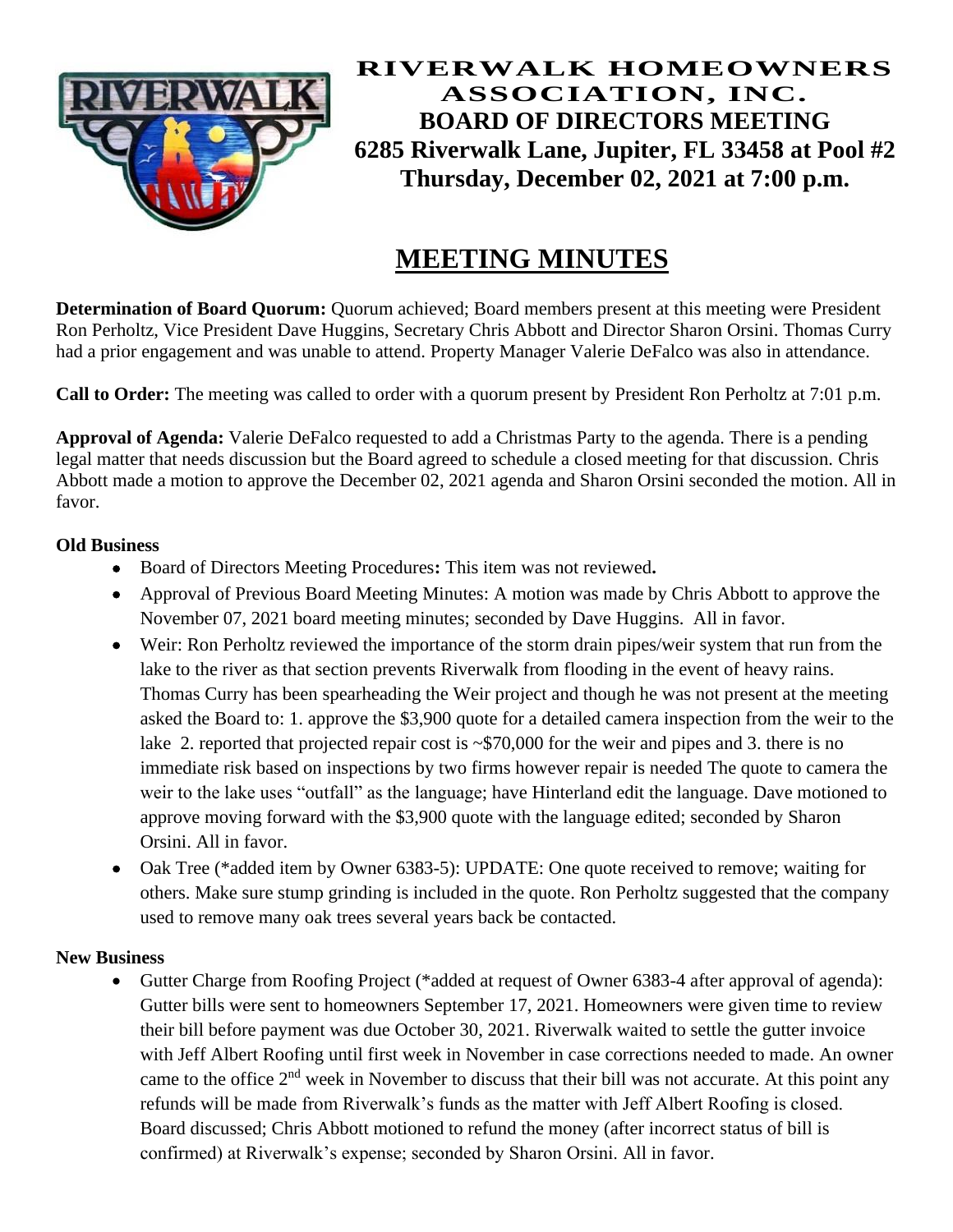# RIVERWALK HOMEOWNERS ASSOCIATION, INC.

## BOARD OF DIRECTORS MEETING

### 6285 Riverwalk Lane, Jupiter, FL 33458 at Pool #2

### Thursday, December 02, 2021 at 7:00 p.m.

## MEETING MINUTES

**Determination of Board Quorum:** Quorum achieved; Board members present at this meeting were President Ron Perholtz, Vice President Dave Huggins, Secretary Chris Abbott and Director Sharon Orsini. Thomas Curry had a prior engagement and was unable to attend. Property Manager Valerie DeFalco was also in attendance.

**Call to Order:** The meeting was called to order with a quorum present by President Ron Perholtz at 7:01 p.m.

**Approval of Agenda:** Valerie DeFalco requested to add a Christmas Party to the agenda. There is a pending legal matter that needs discussion but the Board agreed to schedule a closed meeting for that discussion. Chris Abbott made a motion to approve the December 02, 2021 agenda and Sharon Orsini seconded the motion. All in favor.

**Old Business**

- Board of Directors Meeting Procedures**:** This item was not reviewed**.**
- Approval of Previous Board Meeting Minutes: A motion was made by Chris Abbott to approve the November 07, 2021 board meeting minutes; seconded by Dave Huggins. All in favor.
- Weir: Ron Perholtz reviewed the importance of the storm drain pipes/weir system that run from the lake to the river as that section prevents Riverwalk from flooding in the event of heavy rains. Thomas Curry has been spearheading the Weir project and though he was not present at the meeting asked the Board to: 1. approve the $3,900 quote for a detailed camera inspection from the weir to the lake 2. reported that projected repair cost is ~$70,000 for the weir and pipes and 3. there is no immediate risk based on inspections by two firms however repair is needed The quote to camera the weir to the lake uses "outfall" as the language; have Hinterland edit the language. Dave motioned to approve moving forward with the $3,900 quote with the language edited; seconded by Sharon Orsini. All in favor.
- Oak Tree (*added item by Owner 6383-5): UPDATE: One quote received to remove; waiting for others. Make sure stump grinding is included in the quote. Ron Perholtz suggested that the company used to remove many oak trees several years back be contacted.

**New Business**

- Gutter Charge from Roofing Project (*added at request of Owner 6383-4 after approval of agenda): Gutter bills were sent to homeowners September 17, 2021. Homeowners were given time to review their bill before payment was due October 30, 2021. Riverwalk waited to settle the gutter invoice with Jeff Albert Roofing until first week in November in case corrections needed to made. An owner came to the office 2nd week in November to discuss that their bill was not accurate. At this point any refunds will be made from Riverwalk's funds as the matter with Jeff Albert Roofing is closed. Board discussed; Chris Abbott motioned to refund the money (after incorrect status of bill is confirmed) at Riverwalk's expense; seconded by Sharon Orsini. All in favor.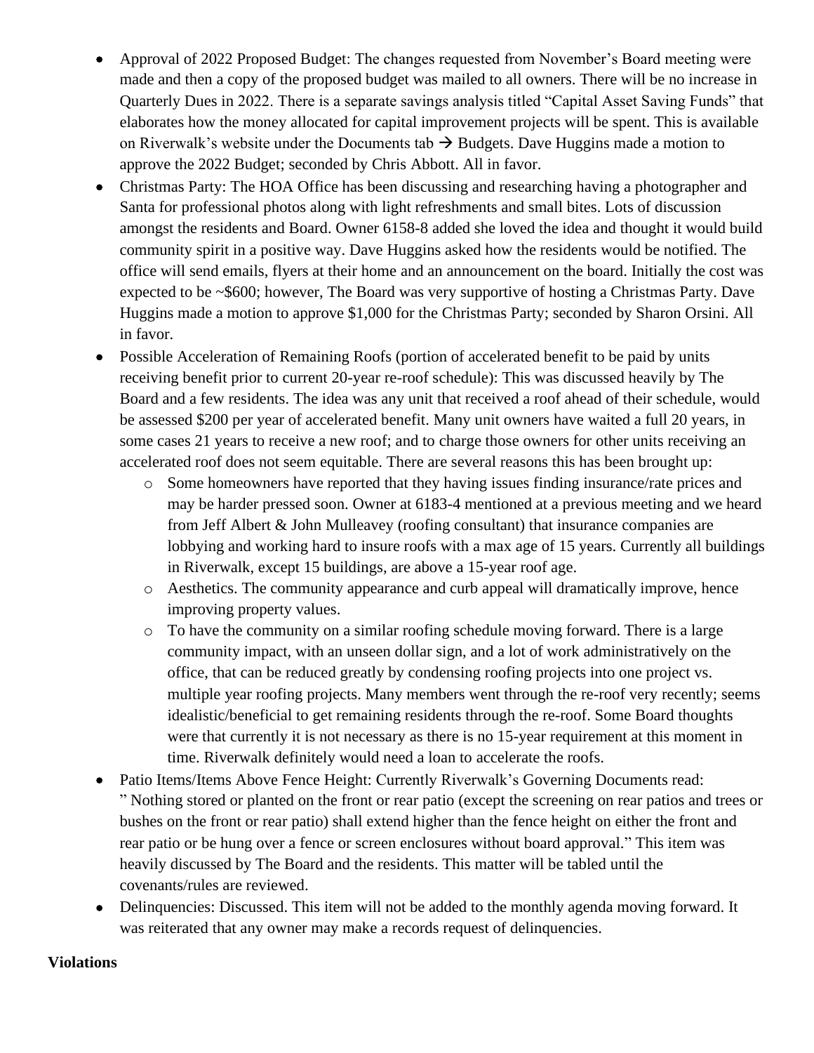- Approval of 2022 Proposed Budget: The changes requested from November's Board meeting were made and then a copy of the proposed budget was mailed to all owners. There will be no increase in Quarterly Dues in 2022. There is a separate savings analysis titled "Capital Asset Saving Funds" that elaborates how the money allocated for capital improvement projects will be spent. This is available on Riverwalk's website under the Documents tab → Budgets. Dave Huggins made a motion to approve the 2022 Budget; seconded by Chris Abbott. All in favor.
- Christmas Party: The HOA Office has been discussing and researching having a photographer and Santa for professional photos along with light refreshments and small bites. Lots of discussion amongst the residents and Board. Owner 6158-8 added she loved the idea and thought it would build community spirit in a positive way. Dave Huggins asked how the residents would be notified. The office will send emails, flyers at their home and an announcement on the board. Initially the cost was expected to be ~$600; however, The Board was very supportive of hosting a Christmas Party. Dave Huggins made a motion to approve $1,000 for the Christmas Party; seconded by Sharon Orsini. All in favor.
- Possible Acceleration of Remaining Roofs (portion of accelerated benefit to be paid by units receiving benefit prior to current 20-year re-roof schedule): This was discussed heavily by The Board and a few residents. The idea was any unit that received a roof ahead of their schedule, would be assessed $200 per year of accelerated benefit. Many unit owners have waited a full 20 years, in some cases 21 years to receive a new roof; and to charge those owners for other units receiving an accelerated roof does not seem equitable. There are several reasons this has been brought up:
  - Some homeowners have reported that they having issues finding insurance/rate prices and may be harder pressed soon. Owner at 6183-4 mentioned at a previous meeting and we heard from Jeff Albert & John Mulleavey (roofing consultant) that insurance companies are lobbying and working hard to insure roofs with a max age of 15 years. Currently all buildings in Riverwalk, except 15 buildings, are above a 15-year roof age.
  - Aesthetics. The community appearance and curb appeal will dramatically improve, hence improving property values.
  - To have the community on a similar roofing schedule moving forward. There is a large community impact, with an unseen dollar sign, and a lot of work administratively on the office, that can be reduced greatly by condensing roofing projects into one project vs. multiple year roofing projects. Many members went through the re-roof very recently; seems idealistic/beneficial to get remaining residents through the re-roof. Some Board thoughts were that currently it is not necessary as there is no 15-year requirement at this moment in time. Riverwalk definitely would need a loan to accelerate the roofs.
- Patio Items/Items Above Fence Height: Currently Riverwalk's Governing Documents read: " Nothing stored or planted on the front or rear patio (except the screening on rear patios and trees or bushes on the front or rear patio) shall extend higher than the fence height on either the front and rear patio or be hung over a fence or screen enclosures without board approval." This item was heavily discussed by The Board and the residents. This matter will be tabled until the covenants/rules are reviewed.
- Delinquencies: Discussed. This item will not be added to the monthly agenda moving forward. It was reiterated that any owner may make a records request of delinquencies.

**Violations**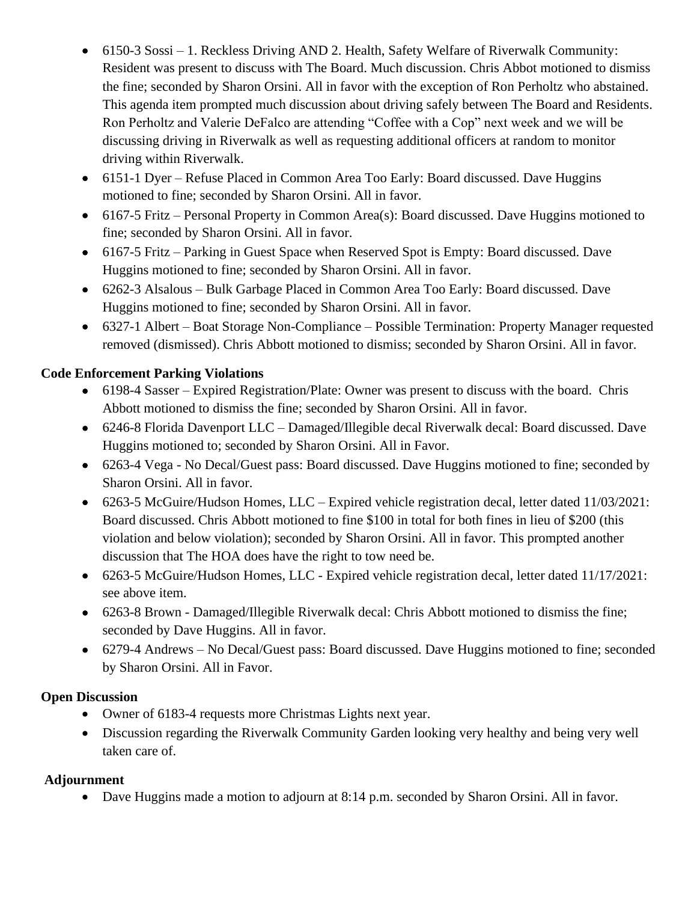- 6150-3 Sossi – 1. Reckless Driving AND 2. Health, Safety Welfare of Riverwalk Community: Resident was present to discuss with The Board. Much discussion. Chris Abbot motioned to dismiss the fine; seconded by Sharon Orsini. All in favor with the exception of Ron Perholtz who abstained. This agenda item prompted much discussion about driving safely between The Board and Residents. Ron Perholtz and Valerie DeFalco are attending "Coffee with a Cop" next week and we will be discussing driving in Riverwalk as well as requesting additional officers at random to monitor driving within Riverwalk.
- 6151-1 Dyer – Refuse Placed in Common Area Too Early: Board discussed. Dave Huggins motioned to fine; seconded by Sharon Orsini. All in favor.
- 6167-5 Fritz – Personal Property in Common Area(s): Board discussed. Dave Huggins motioned to fine; seconded by Sharon Orsini. All in favor.
- 6167-5 Fritz – Parking in Guest Space when Reserved Spot is Empty: Board discussed. Dave Huggins motioned to fine; seconded by Sharon Orsini. All in favor.
- 6262-3 Alsalous – Bulk Garbage Placed in Common Area Too Early: Board discussed. Dave Huggins motioned to fine; seconded by Sharon Orsini. All in favor.
- 6327-1 Albert – Boat Storage Non-Compliance – Possible Termination: Property Manager requested removed (dismissed). Chris Abbott motioned to dismiss; seconded by Sharon Orsini. All in favor.

**Code Enforcement Parking Violations**

- 6198-4 Sasser – Expired Registration/Plate: Owner was present to discuss with the board. Chris Abbott motioned to dismiss the fine; seconded by Sharon Orsini. All in favor.
- 6246-8 Florida Davenport LLC – Damaged/Illegible decal Riverwalk decal: Board discussed. Dave Huggins motioned to; seconded by Sharon Orsini. All in Favor.
- 6263-4 Vega - No Decal/Guest pass: Board discussed. Dave Huggins motioned to fine; seconded by Sharon Orsini. All in favor.
- 6263-5 McGuire/Hudson Homes, LLC – Expired vehicle registration decal, letter dated 11/03/2021: Board discussed. Chris Abbott motioned to fine $100 in total for both fines in lieu of $200 (this violation and below violation); seconded by Sharon Orsini. All in favor. This prompted another discussion that The HOA does have the right to tow need be.
- 6263-5 McGuire/Hudson Homes, LLC - Expired vehicle registration decal, letter dated 11/17/2021: see above item.
- 6263-8 Brown - Damaged/Illegible Riverwalk decal: Chris Abbott motioned to dismiss the fine; seconded by Dave Huggins. All in favor.
- 6279-4 Andrews – No Decal/Guest pass: Board discussed. Dave Huggins motioned to fine; seconded by Sharon Orsini. All in Favor.

**Open Discussion**

- Owner of 6183-4 requests more Christmas Lights next year.
- Discussion regarding the Riverwalk Community Garden looking very healthy and being very well taken care of.

**Adjournment**

- Dave Huggins made a motion to adjourn at 8:14 p.m. seconded by Sharon Orsini. All in favor.